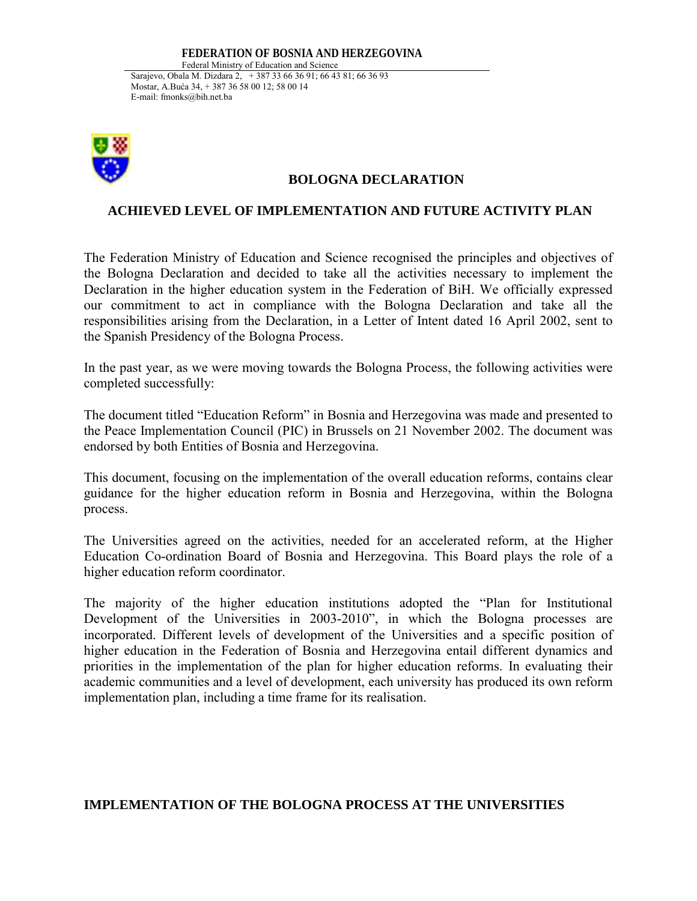**FEDERATION OF BOSNIA AND HERZEGOVINA**
Federal Ministry of Education and Science
Sarajevo, Obala M. Dizdara 2, + 387 33 66 36 91; 66 43 81; 66 36 93
Mostar, A.Buća 34, + 387 36 58 00 12; 58 00 14
E-mail: fmonks@bih.net.ba

# BOLOGNA DECLARATION

## ACHIEVED LEVEL OF IMPLEMENTATION AND FUTURE ACTIVITY PLAN

The Federation Ministry of Education and Science recognised the principles and objectives of the Bologna Declaration and decided to take all the activities necessary to implement the Declaration in the higher education system in the Federation of BiH. We officially expressed our commitment to act in compliance with the Bologna Declaration and take all the responsibilities arising from the Declaration, in a Letter of Intent dated 16 April 2002, sent to the Spanish Presidency of the Bologna Process.

In the past year, as we were moving towards the Bologna Process, the following activities were completed successfully:

The document titled "Education Reform" in Bosnia and Herzegovina was made and presented to the Peace Implementation Council (PIC) in Brussels on 21 November 2002. The document was endorsed by both Entities of Bosnia and Herzegovina.

This document, focusing on the implementation of the overall education reforms, contains clear guidance for the higher education reform in Bosnia and Herzegovina, within the Bologna process.

The Universities agreed on the activities, needed for an accelerated reform, at the Higher Education Co-ordination Board of Bosnia and Herzegovina. This Board plays the role of a higher education reform coordinator.

The majority of the higher education institutions adopted the "Plan for Institutional Development of the Universities in 2003-2010", in which the Bologna processes are incorporated. Different levels of development of the Universities and a specific position of higher education in the Federation of Bosnia and Herzegovina entail different dynamics and priorities in the implementation of the plan for higher education reforms. In evaluating their academic communities and a level of development, each university has produced its own reform implementation plan, including a time frame for its realisation.

## IMPLEMENTATION OF THE BOLOGNA PROCESS AT THE UNIVERSITIES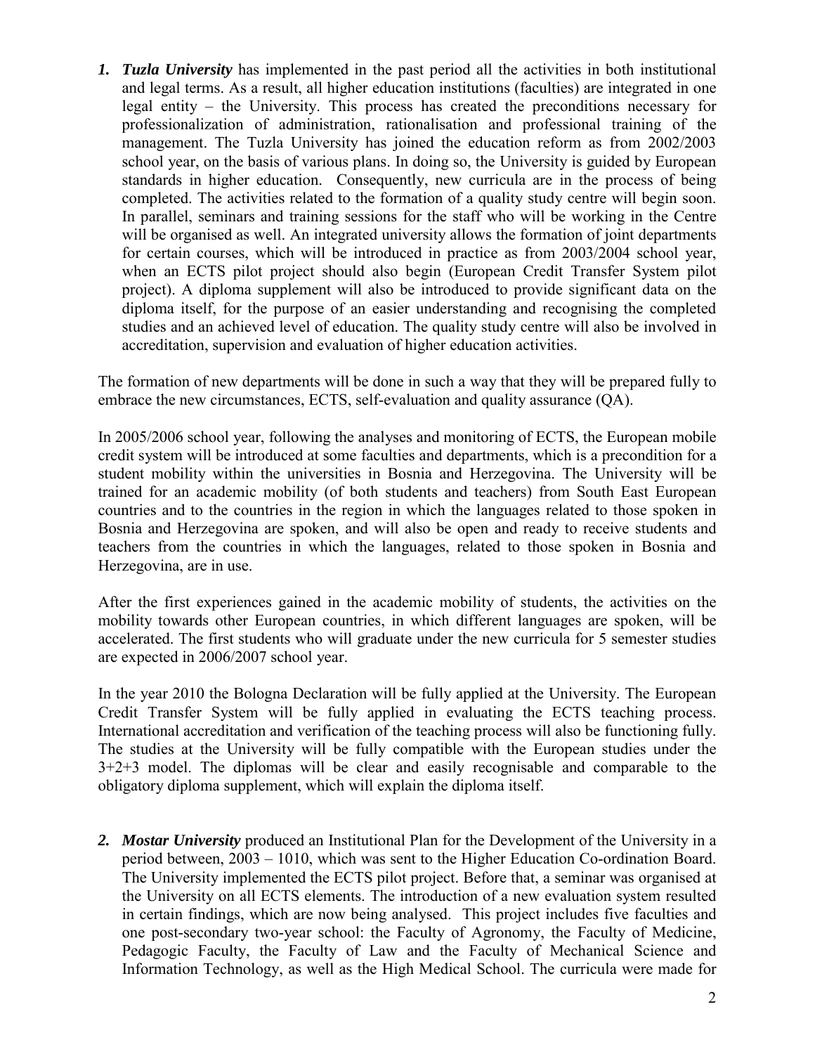1. ***Tuzla University*** has implemented in the past period all the activities in both institutional and legal terms. As a result, all higher education institutions (faculties) are integrated in one legal entity – the University. This process has created the preconditions necessary for professionalization of administration, rationalisation and professional training of the management. The Tuzla University has joined the education reform as from 2002/2003 school year, on the basis of various plans. In doing so, the University is guided by European standards in higher education. Consequently, new curricula are in the process of being completed. The activities related to the formation of a quality study centre will begin soon. In parallel, seminars and training sessions for the staff who will be working in the Centre will be organised as well. An integrated university allows the formation of joint departments for certain courses, which will be introduced in practice as from 2003/2004 school year, when an ECTS pilot project should also begin (European Credit Transfer System pilot project). A diploma supplement will also be introduced to provide significant data on the diploma itself, for the purpose of an easier understanding and recognising the completed studies and an achieved level of education. The quality study centre will also be involved in accreditation, supervision and evaluation of higher education activities.

The formation of new departments will be done in such a way that they will be prepared fully to embrace the new circumstances, ECTS, self-evaluation and quality assurance (QA).

In 2005/2006 school year, following the analyses and monitoring of ECTS, the European mobile credit system will be introduced at some faculties and departments, which is a precondition for a student mobility within the universities in Bosnia and Herzegovina. The University will be trained for an academic mobility (of both students and teachers) from South East European countries and to the countries in the region in which the languages related to those spoken in Bosnia and Herzegovina are spoken, and will also be open and ready to receive students and teachers from the countries in which the languages, related to those spoken in Bosnia and Herzegovina, are in use.

After the first experiences gained in the academic mobility of students, the activities on the mobility towards other European countries, in which different languages are spoken, will be accelerated. The first students who will graduate under the new curricula for 5 semester studies are expected in 2006/2007 school year.

In the year 2010 the Bologna Declaration will be fully applied at the University. The European Credit Transfer System will be fully applied in evaluating the ECTS teaching process. International accreditation and verification of the teaching process will also be functioning fully. The studies at the University will be fully compatible with the European studies under the 3+2+3 model. The diplomas will be clear and easily recognisable and comparable to the obligatory diploma supplement, which will explain the diploma itself.

2. ***Mostar University*** produced an Institutional Plan for the Development of the University in a period between, 2003 – 1010, which was sent to the Higher Education Co-ordination Board. The University implemented the ECTS pilot project. Before that, a seminar was organised at the University on all ECTS elements. The introduction of a new evaluation system resulted in certain findings, which are now being analysed. This project includes five faculties and one post-secondary two-year school: the Faculty of Agronomy, the Faculty of Medicine, Pedagogic Faculty, the Faculty of Law and the Faculty of Mechanical Science and Information Technology, as well as the High Medical School. The curricula were made for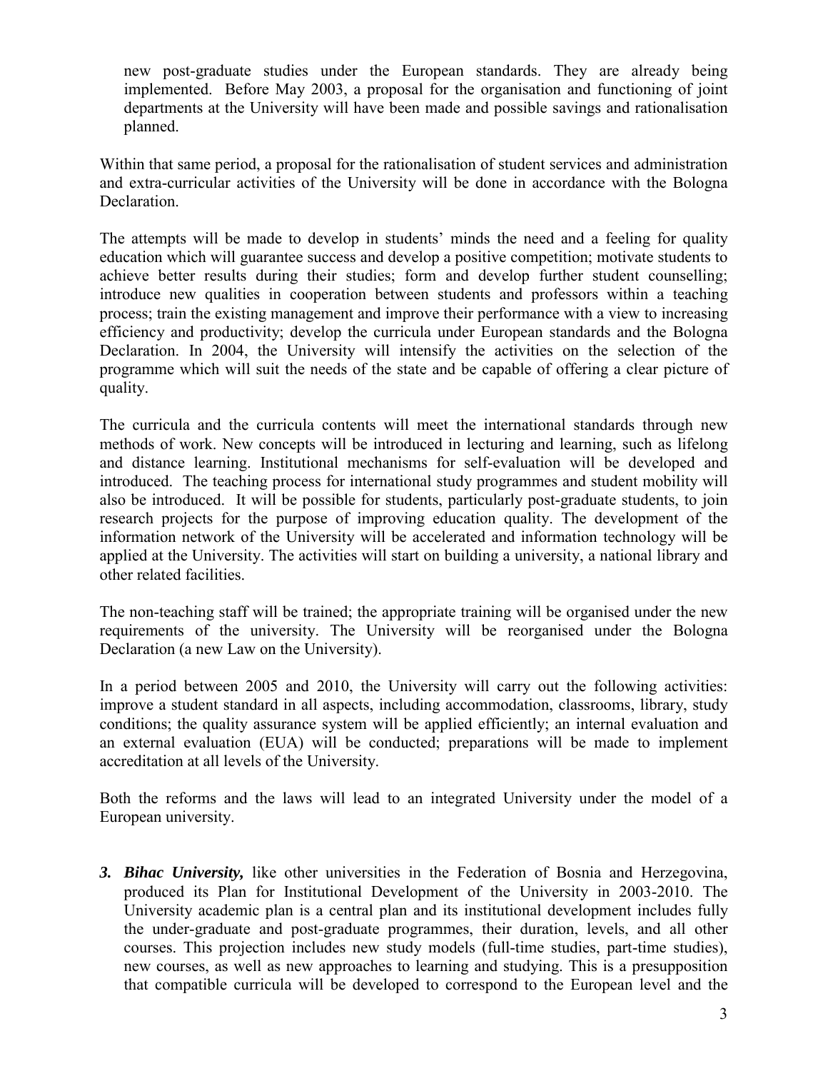new post-graduate studies under the European standards. They are already being implemented. Before May 2003, a proposal for the organisation and functioning of joint departments at the University will have been made and possible savings and rationalisation planned.

Within that same period, a proposal for the rationalisation of student services and administration and extra-curricular activities of the University will be done in accordance with the Bologna Declaration.

The attempts will be made to develop in students' minds the need and a feeling for quality education which will guarantee success and develop a positive competition; motivate students to achieve better results during their studies; form and develop further student counselling; introduce new qualities in cooperation between students and professors within a teaching process; train the existing management and improve their performance with a view to increasing efficiency and productivity; develop the curricula under European standards and the Bologna Declaration. In 2004, the University will intensify the activities on the selection of the programme which will suit the needs of the state and be capable of offering a clear picture of quality.

The curricula and the curricula contents will meet the international standards through new methods of work. New concepts will be introduced in lecturing and learning, such as lifelong and distance learning. Institutional mechanisms for self-evaluation will be developed and introduced. The teaching process for international study programmes and student mobility will also be introduced. It will be possible for students, particularly post-graduate students, to join research projects for the purpose of improving education quality. The development of the information network of the University will be accelerated and information technology will be applied at the University. The activities will start on building a university, a national library and other related facilities.

The non-teaching staff will be trained; the appropriate training will be organised under the new requirements of the university. The University will be reorganised under the Bologna Declaration (a new Law on the University).

In a period between 2005 and 2010, the University will carry out the following activities: improve a student standard in all aspects, including accommodation, classrooms, library, study conditions; the quality assurance system will be applied efficiently; an internal evaluation and an external evaluation (EUA) will be conducted; preparations will be made to implement accreditation at all levels of the University.

Both the reforms and the laws will lead to an integrated University under the model of a European university.

3. ***Bihac University,*** like other universities in the Federation of Bosnia and Herzegovina, produced its Plan for Institutional Development of the University in 2003-2010. The University academic plan is a central plan and its institutional development includes fully the under-graduate and post-graduate programmes, their duration, levels, and all other courses. This projection includes new study models (full-time studies, part-time studies), new courses, as well as new approaches to learning and studying. This is a presupposition that compatible curricula will be developed to correspond to the European level and the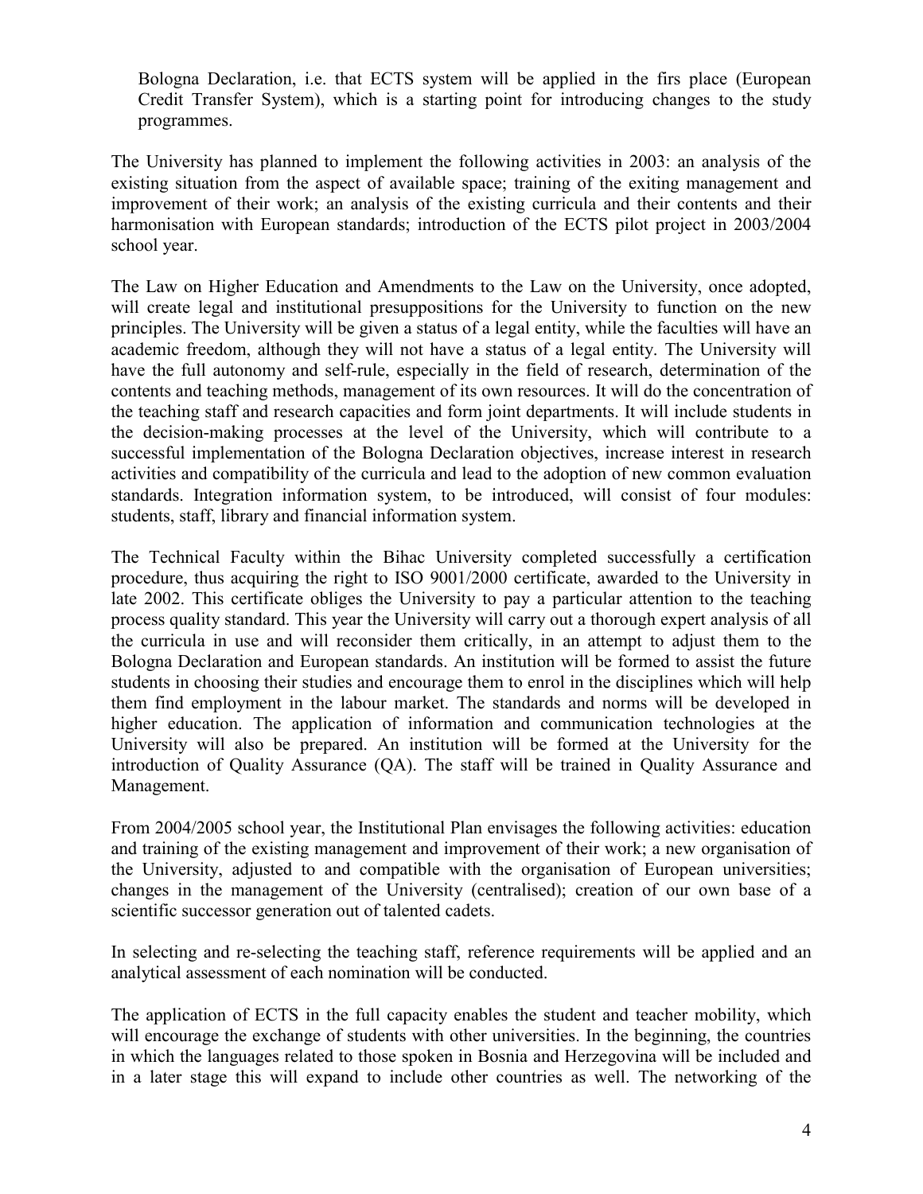Bologna Declaration, i.e. that ECTS system will be applied in the firs place (European Credit Transfer System), which is a starting point for introducing changes to the study programmes.

The University has planned to implement the following activities in 2003: an analysis of the existing situation from the aspect of available space; training of the exiting management and improvement of their work; an analysis of the existing curricula and their contents and their harmonisation with European standards; introduction of the ECTS pilot project in 2003/2004 school year.

The Law on Higher Education and Amendments to the Law on the University, once adopted, will create legal and institutional presuppositions for the University to function on the new principles. The University will be given a status of a legal entity, while the faculties will have an academic freedom, although they will not have a status of a legal entity. The University will have the full autonomy and self-rule, especially in the field of research, determination of the contents and teaching methods, management of its own resources. It will do the concentration of the teaching staff and research capacities and form joint departments. It will include students in the decision-making processes at the level of the University, which will contribute to a successful implementation of the Bologna Declaration objectives, increase interest in research activities and compatibility of the curricula and lead to the adoption of new common evaluation standards. Integration information system, to be introduced, will consist of four modules: students, staff, library and financial information system.

The Technical Faculty within the Bihac University completed successfully a certification procedure, thus acquiring the right to ISO 9001/2000 certificate, awarded to the University in late 2002. This certificate obliges the University to pay a particular attention to the teaching process quality standard. This year the University will carry out a thorough expert analysis of all the curricula in use and will reconsider them critically, in an attempt to adjust them to the Bologna Declaration and European standards. An institution will be formed to assist the future students in choosing their studies and encourage them to enrol in the disciplines which will help them find employment in the labour market. The standards and norms will be developed in higher education. The application of information and communication technologies at the University will also be prepared. An institution will be formed at the University for the introduction of Quality Assurance (QA). The staff will be trained in Quality Assurance and Management.

From 2004/2005 school year, the Institutional Plan envisages the following activities: education and training of the existing management and improvement of their work; a new organisation of the University, adjusted to and compatible with the organisation of European universities; changes in the management of the University (centralised); creation of our own base of a scientific successor generation out of talented cadets.

In selecting and re-selecting the teaching staff, reference requirements will be applied and an analytical assessment of each nomination will be conducted.

The application of ECTS in the full capacity enables the student and teacher mobility, which will encourage the exchange of students with other universities. In the beginning, the countries in which the languages related to those spoken in Bosnia and Herzegovina will be included and in a later stage this will expand to include other countries as well. The networking of the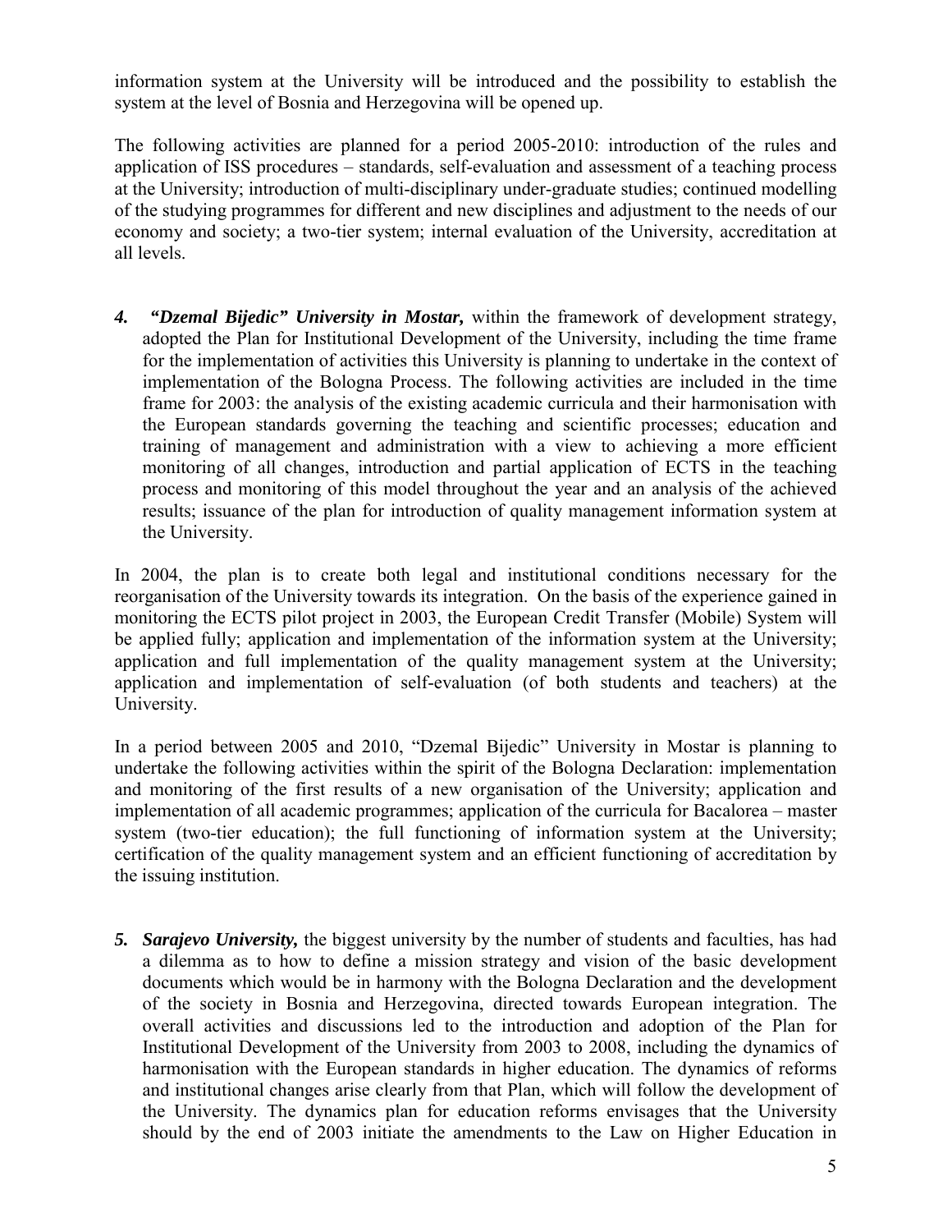information system at the University will be introduced and the possibility to establish the system at the level of Bosnia and Herzegovina will be opened up.

The following activities are planned for a period 2005-2010: introduction of the rules and application of ISS procedures – standards, self-evaluation and assessment of a teaching process at the University; introduction of multi-disciplinary under-graduate studies; continued modelling of the studying programmes for different and new disciplines and adjustment to the needs of our economy and society; a two-tier system; internal evaluation of the University, accreditation at all levels.

4. ***"Dzemal Bijedic" University in Mostar,*** within the framework of development strategy, adopted the Plan for Institutional Development of the University, including the time frame for the implementation of activities this University is planning to undertake in the context of implementation of the Bologna Process. The following activities are included in the time frame for 2003: the analysis of the existing academic curricula and their harmonisation with the European standards governing the teaching and scientific processes; education and training of management and administration with a view to achieving a more efficient monitoring of all changes, introduction and partial application of ECTS in the teaching process and monitoring of this model throughout the year and an analysis of the achieved results; issuance of the plan for introduction of quality management information system at the University.

In 2004, the plan is to create both legal and institutional conditions necessary for the reorganisation of the University towards its integration. On the basis of the experience gained in monitoring the ECTS pilot project in 2003, the European Credit Transfer (Mobile) System will be applied fully; application and implementation of the information system at the University; application and full implementation of the quality management system at the University; application and implementation of self-evaluation (of both students and teachers) at the University.

In a period between 2005 and 2010, "Dzemal Bijedic" University in Mostar is planning to undertake the following activities within the spirit of the Bologna Declaration: implementation and monitoring of the first results of a new organisation of the University; application and implementation of all academic programmes; application of the curricula for Bacalorea – master system (two-tier education); the full functioning of information system at the University; certification of the quality management system and an efficient functioning of accreditation by the issuing institution.

5. ***Sarajevo University,*** the biggest university by the number of students and faculties, has had a dilemma as to how to define a mission strategy and vision of the basic development documents which would be in harmony with the Bologna Declaration and the development of the society in Bosnia and Herzegovina, directed towards European integration. The overall activities and discussions led to the introduction and adoption of the Plan for Institutional Development of the University from 2003 to 2008, including the dynamics of harmonisation with the European standards in higher education. The dynamics of reforms and institutional changes arise clearly from that Plan, which will follow the development of the University. The dynamics plan for education reforms envisages that the University should by the end of 2003 initiate the amendments to the Law on Higher Education in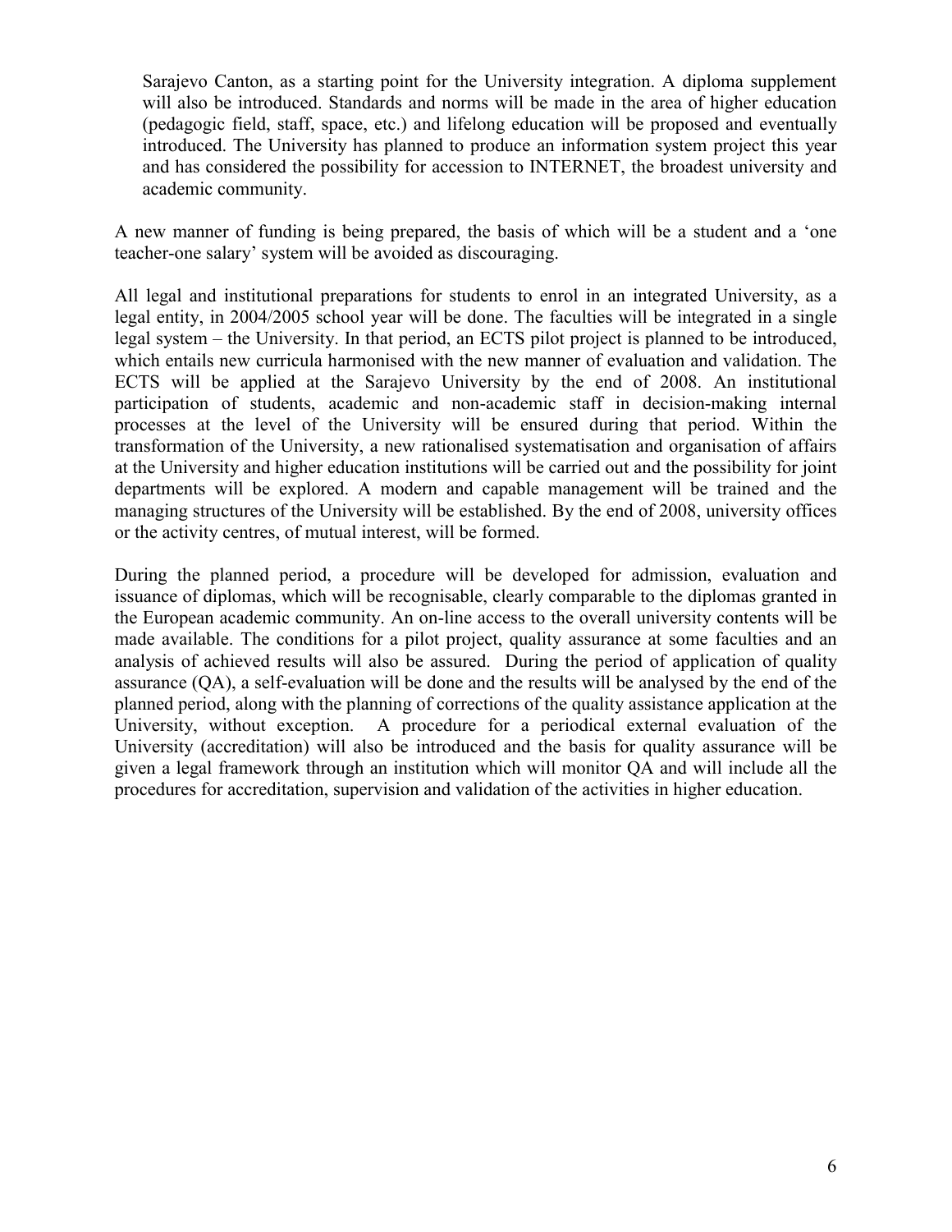Sarajevo Canton, as a starting point for the University integration. A diploma supplement will also be introduced. Standards and norms will be made in the area of higher education (pedagogic field, staff, space, etc.) and lifelong education will be proposed and eventually introduced. The University has planned to produce an information system project this year and has considered the possibility for accession to INTERNET, the broadest university and academic community.

A new manner of funding is being prepared, the basis of which will be a student and a 'one teacher-one salary' system will be avoided as discouraging.

All legal and institutional preparations for students to enrol in an integrated University, as a legal entity, in 2004/2005 school year will be done. The faculties will be integrated in a single legal system – the University. In that period, an ECTS pilot project is planned to be introduced, which entails new curricula harmonised with the new manner of evaluation and validation. The ECTS will be applied at the Sarajevo University by the end of 2008. An institutional participation of students, academic and non-academic staff in decision-making internal processes at the level of the University will be ensured during that period. Within the transformation of the University, a new rationalised systematisation and organisation of affairs at the University and higher education institutions will be carried out and the possibility for joint departments will be explored. A modern and capable management will be trained and the managing structures of the University will be established. By the end of 2008, university offices or the activity centres, of mutual interest, will be formed.

During the planned period, a procedure will be developed for admission, evaluation and issuance of diplomas, which will be recognisable, clearly comparable to the diplomas granted in the European academic community. An on-line access to the overall university contents will be made available. The conditions for a pilot project, quality assurance at some faculties and an analysis of achieved results will also be assured. During the period of application of quality assurance (QA), a self-evaluation will be done and the results will be analysed by the end of the planned period, along with the planning of corrections of the quality assistance application at the University, without exception. A procedure for a periodical external evaluation of the University (accreditation) will also be introduced and the basis for quality assurance will be given a legal framework through an institution which will monitor QA and will include all the procedures for accreditation, supervision and validation of the activities in higher education.